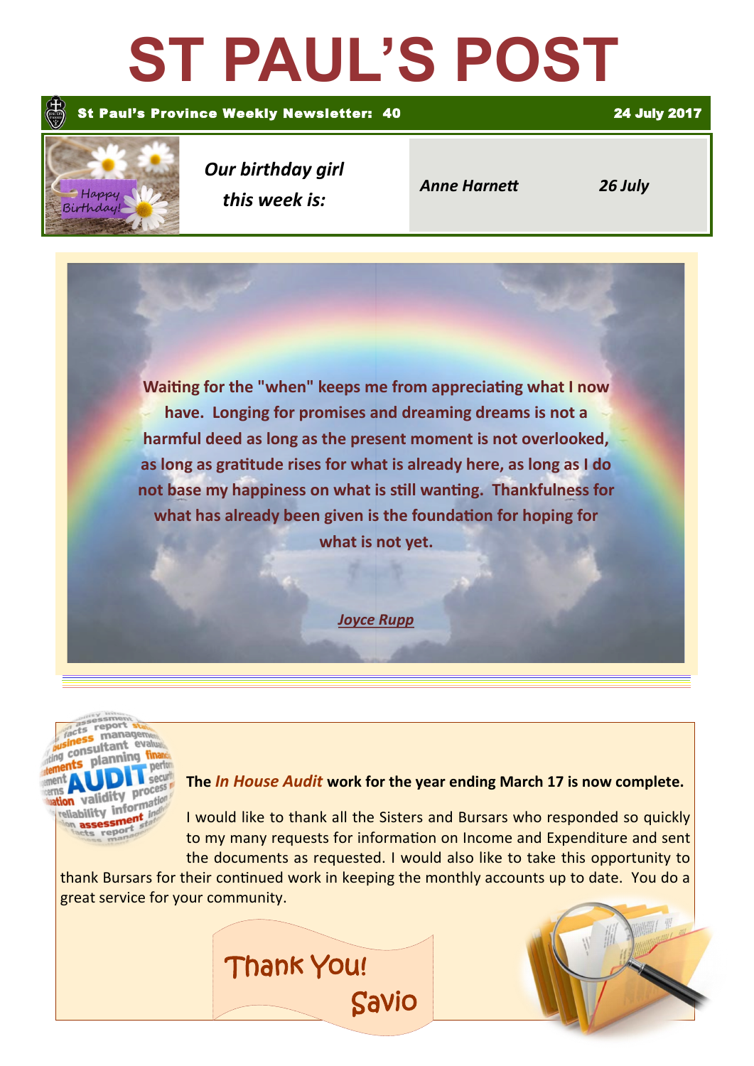# ST PAUL'S POST

**St Paul's Province Weekly Newsletter: 40** — **24 July 2017**

*Our birthday girl this week is:*

| | |
|---|---|
| *Anne Harnett* | *26 July* |

**Waiting for the "when" keeps me from appreciating what I now have. Longing for promises and dreaming dreams is not a harmful deed as long as the present moment is not overlooked, as long as gratitude rises for what is already here, as long as I do not base my happiness on what is still wanting. Thankfulness for what has already been given is the foundation for hoping for what is not yet.**

***Joyce Rupp***

---

**The *In House Audit* work for the year ending March 17 is now complete.**

I would like to thank all the Sisters and Bursars who responded so quickly to my requests for information on Income and Expenditure and sent the documents as requested. I would also like to take this opportunity to thank Bursars for their continued work in keeping the monthly accounts up to date. You do a great service for your community.

Thank You!

Savio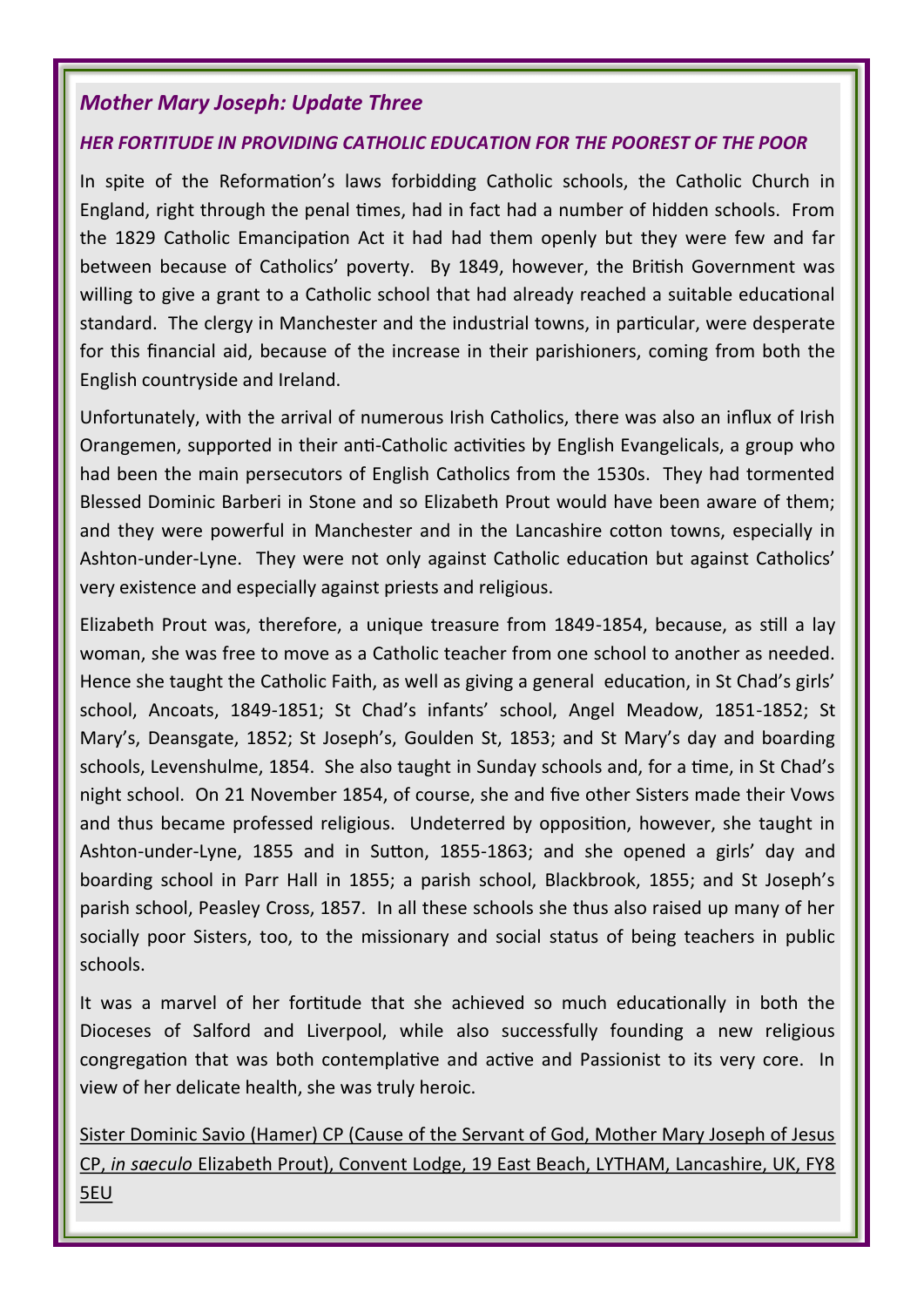## *Mother Mary Joseph: Update Three*

### *HER FORTITUDE IN PROVIDING CATHOLIC EDUCATION FOR THE POOREST OF THE POOR*

In spite of the Reformation's laws forbidding Catholic schools, the Catholic Church in England, right through the penal times, had in fact had a number of hidden schools. From the 1829 Catholic Emancipation Act it had had them openly but they were few and far between because of Catholics' poverty. By 1849, however, the British Government was willing to give a grant to a Catholic school that had already reached a suitable educational standard. The clergy in Manchester and the industrial towns, in particular, were desperate for this financial aid, because of the increase in their parishioners, coming from both the English countryside and Ireland.

Unfortunately, with the arrival of numerous Irish Catholics, there was also an influx of Irish Orangemen, supported in their anti-Catholic activities by English Evangelicals, a group who had been the main persecutors of English Catholics from the 1530s. They had tormented Blessed Dominic Barberi in Stone and so Elizabeth Prout would have been aware of them; and they were powerful in Manchester and in the Lancashire cotton towns, especially in Ashton-under-Lyne. They were not only against Catholic education but against Catholics' very existence and especially against priests and religious.

Elizabeth Prout was, therefore, a unique treasure from 1849-1854, because, as still a lay woman, she was free to move as a Catholic teacher from one school to another as needed. Hence she taught the Catholic Faith, as well as giving a general education, in St Chad's girls' school, Ancoats, 1849-1851; St Chad's infants' school, Angel Meadow, 1851-1852; St Mary's, Deansgate, 1852; St Joseph's, Goulden St, 1853; and St Mary's day and boarding schools, Levenshulme, 1854. She also taught in Sunday schools and, for a time, in St Chad's night school. On 21 November 1854, of course, she and five other Sisters made their Vows and thus became professed religious. Undeterred by opposition, however, she taught in Ashton-under-Lyne, 1855 and in Sutton, 1855-1863; and she opened a girls' day and boarding school in Parr Hall in 1855; a parish school, Blackbrook, 1855; and St Joseph's parish school, Peasley Cross, 1857. In all these schools she thus also raised up many of her socially poor Sisters, too, to the missionary and social status of being teachers in public schools.

It was a marvel of her fortitude that she achieved so much educationally in both the Dioceses of Salford and Liverpool, while also successfully founding a new religious congregation that was both contemplative and active and Passionist to its very core. In view of her delicate health, she was truly heroic.

Sister Dominic Savio (Hamer) CP (Cause of the Servant of God, Mother Mary Joseph of Jesus CP, *in saeculo* Elizabeth Prout), Convent Lodge, 19 East Beach, LYTHAM, Lancashire, UK, FY8 5EU